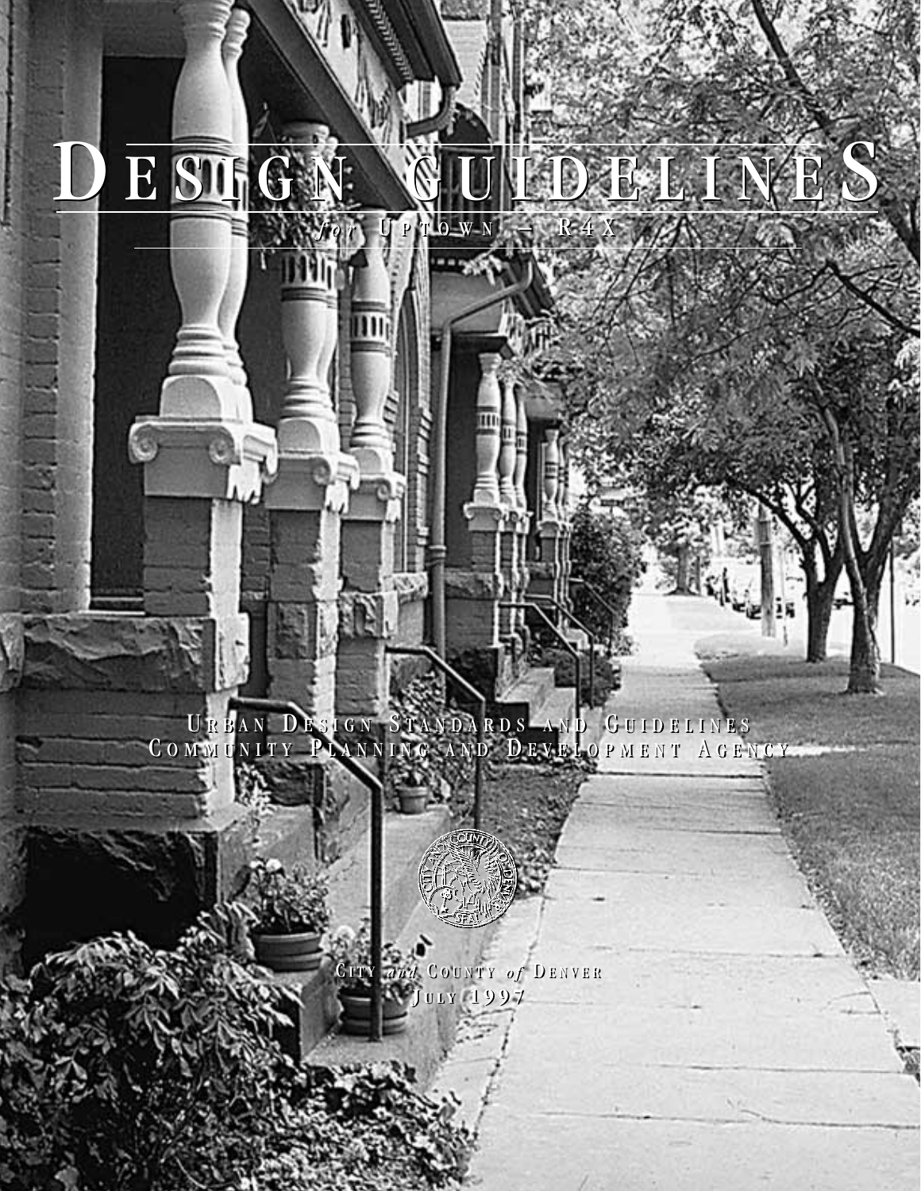# Design Guidelines

## *for* Uptown – R4X

Urban Design Standards and Guidelines
Community Planning and Development Agency

City *and* County *of* Denver
July 1997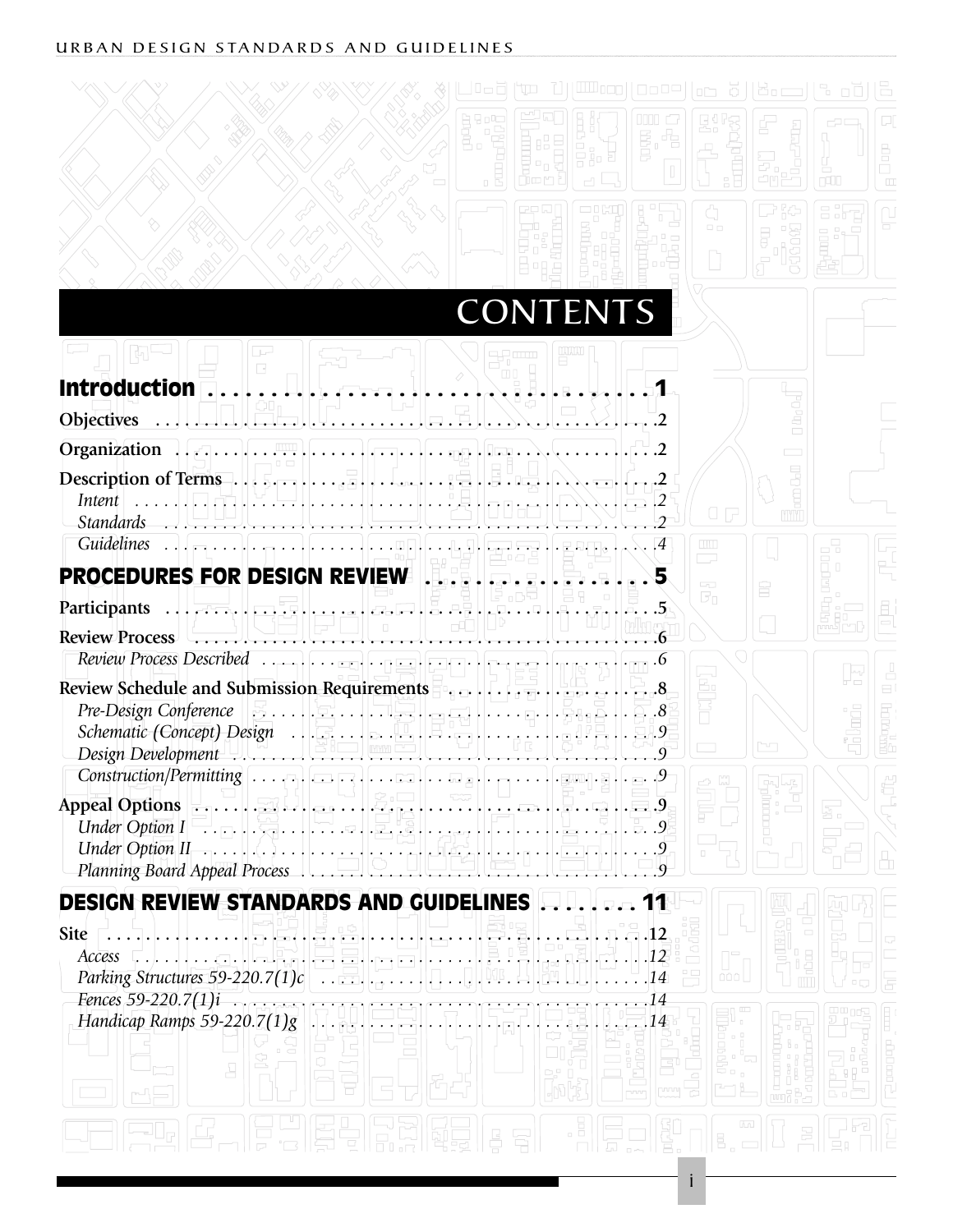# CONTENTS

**Introduction** . . . . . . . . . . . . . . . . . . . . . . . . . . . . . . . . . . . . 1

**Objectives** . . . . . . . . . . . . . . . . . . . . . . . . . . . . . . . . . . . . 2

**Organization** . . . . . . . . . . . . . . . . . . . . . . . . . . . . . . . . . . . . 2

**Description of Terms** . . . . . . . . . . . . . . . . . . . . . . . . . . . . . . . . 2

*Intent* . . . . . . . . . . . . . . . . . . . . . . . . . . . . . . . . . . . . 2

*Standards* . . . . . . . . . . . . . . . . . . . . . . . . . . . . . . . . . . . . 2

*Guidelines* . . . . . . . . . . . . . . . . . . . . . . . . . . . . . . . . . . . . 4

**PROCEDURES FOR DESIGN REVIEW** . . . . . . . . . . . . . . . . . . 5

**Participants** . . . . . . . . . . . . . . . . . . . . . . . . . . . . . . . . . . . . 5

**Review Process** . . . . . . . . . . . . . . . . . . . . . . . . . . . . . . . . . . . . 6

*Review Process Described* . . . . . . . . . . . . . . . . . . . . . . . . . . . . 6

**Review Schedule and Submission Requirements** . . . . . . . . . . . . . . . . 8

*Pre-Design Conference* . . . . . . . . . . . . . . . . . . . . . . . . . . . . 8

*Schematic (Concept) Design* . . . . . . . . . . . . . . . . . . . . . . . . . . 9

*Design Development* . . . . . . . . . . . . . . . . . . . . . . . . . . . . 9

*Construction/Permitting* . . . . . . . . . . . . . . . . . . . . . . . . . . . . 9

**Appeal Options** . . . . . . . . . . . . . . . . . . . . . . . . . . . . . . . . . . . . 9

*Under Option I* . . . . . . . . . . . . . . . . . . . . . . . . . . . . . . . . . . . . 9

*Under Option II* . . . . . . . . . . . . . . . . . . . . . . . . . . . . . . . . . . . . 9

*Planning Board Appeal Process* . . . . . . . . . . . . . . . . . . . . . . . . . . . . 9

**DESIGN REVIEW STANDARDS AND GUIDELINES** . . . . . . . . 11

**Site** . . . . . . . . . . . . . . . . . . . . . . . . . . . . . . . . . . . . 12

*Access* . . . . . . . . . . . . . . . . . . . . . . . . . . . . . . . . . . . . 12

*Parking Structures 59-220.7(1)c* . . . . . . . . . . . . . . . . . . . . . . . . 14

*Fences 59-220.7(1)i* . . . . . . . . . . . . . . . . . . . . . . . . . . . . . . . . 14

*Handicap Ramps 59-220.7(1)g* . . . . . . . . . . . . . . . . . . . . . . . . 14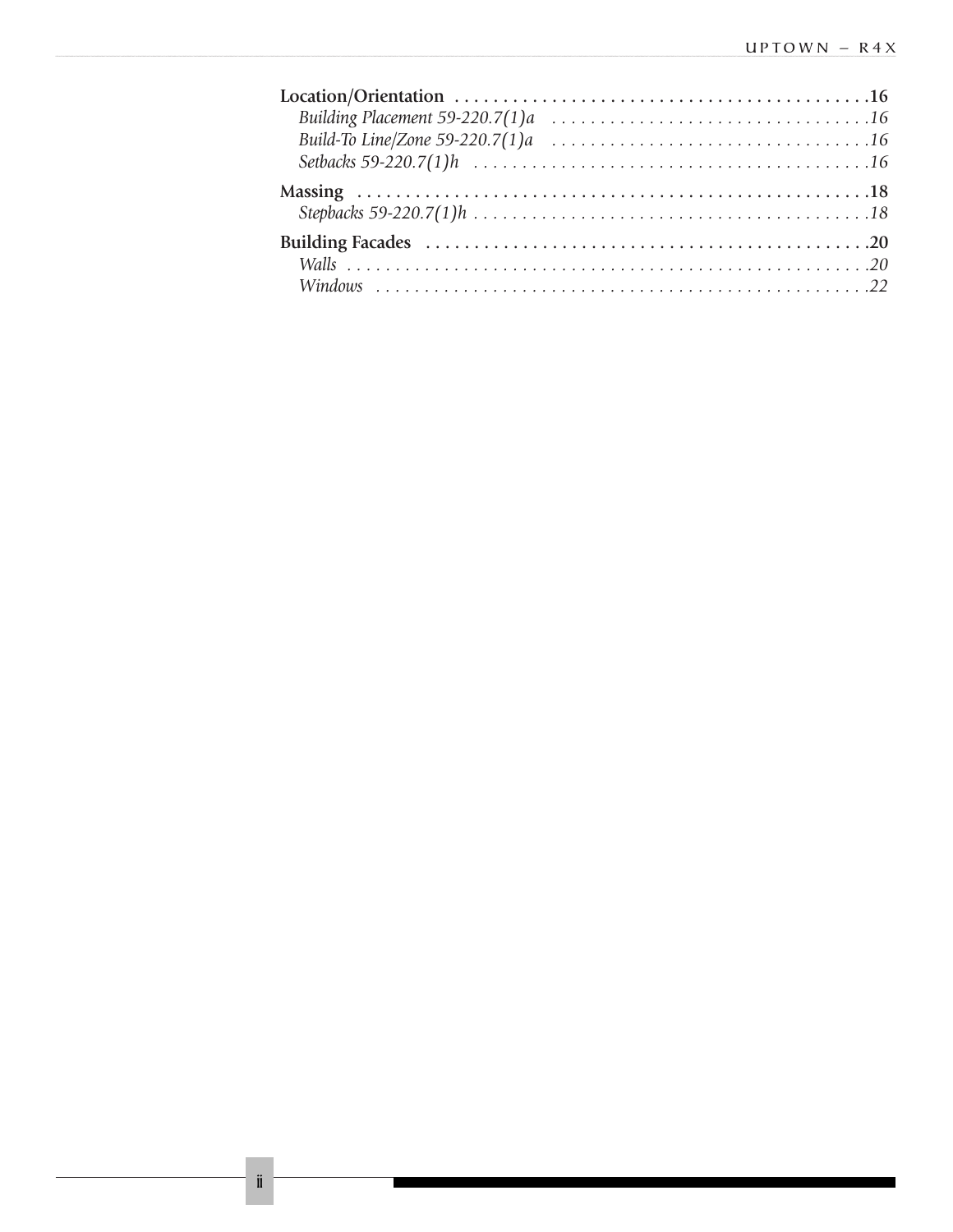**Location/Orientation** . . . . . . . . . . . . . . . . . . . . . . . . . . . . . . . . . . . . . . . . . . .16

*Building Placement 59-220.7(1)a* . . . . . . . . . . . . . . . . . . . . . . . . . . . . . . . . .16

*Build-To Line/Zone 59-220.7(1)a* . . . . . . . . . . . . . . . . . . . . . . . . . . . . . . . . .16

*Setbacks 59-220.7(1)h* . . . . . . . . . . . . . . . . . . . . . . . . . . . . . . . . . . . . . . . . .16

**Massing** . . . . . . . . . . . . . . . . . . . . . . . . . . . . . . . . . . . . . . . . . . . . . . . . . . . . .18

*Stepbacks 59-220.7(1)h* . . . . . . . . . . . . . . . . . . . . . . . . . . . . . . . . . . . . . . . . .18

**Building Facades** . . . . . . . . . . . . . . . . . . . . . . . . . . . . . . . . . . . . . . . . . . . . . .20

*Walls* . . . . . . . . . . . . . . . . . . . . . . . . . . . . . . . . . . . . . . . . . . . . . . . . . . . . . . .20

*Windows* . . . . . . . . . . . . . . . . . . . . . . . . . . . . . . . . . . . . . . . . . . . . . . . . . . . .22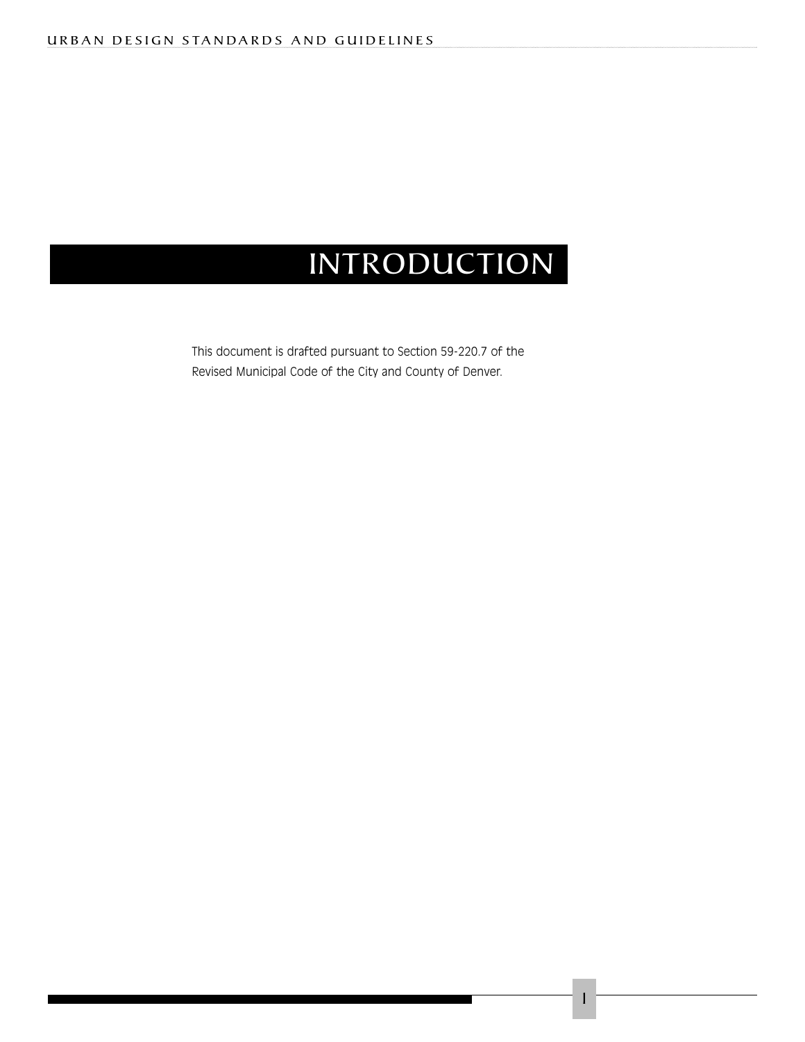# INTRODUCTION

This document is drafted pursuant to Section 59-220.7 of the Revised Municipal Code of the City and County of Denver.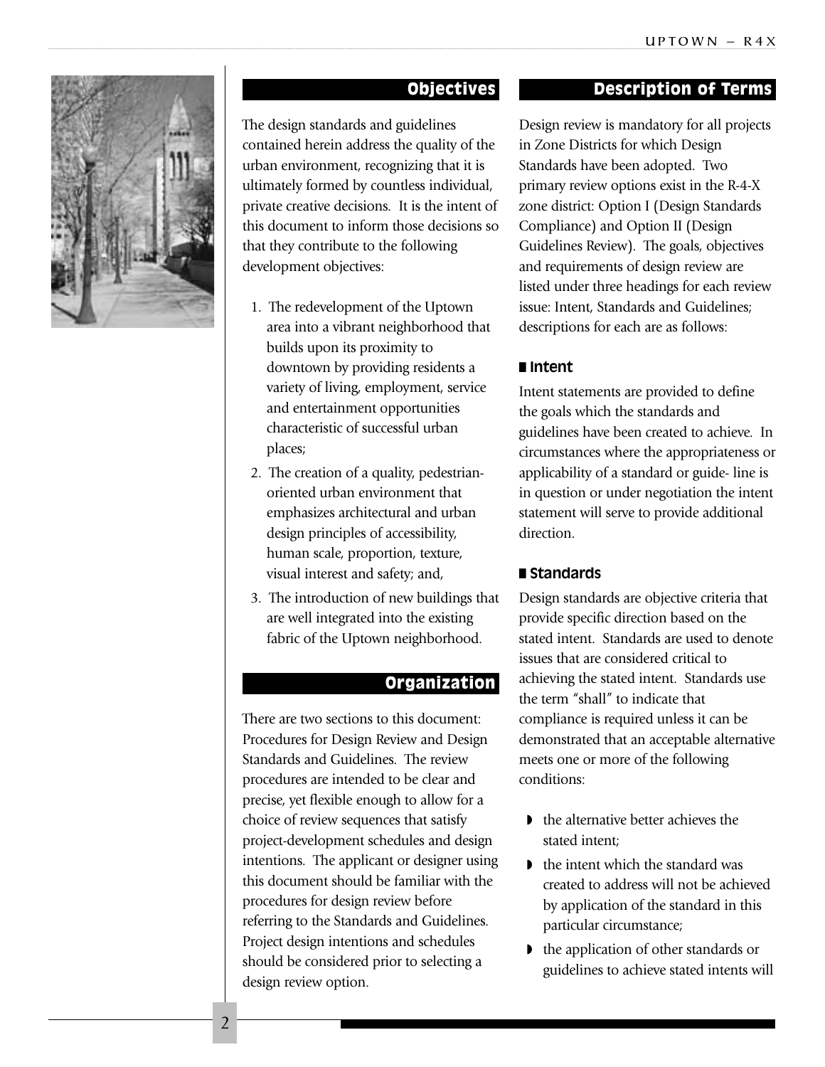## Objectives

The design standards and guidelines contained herein address the quality of the urban environment, recognizing that it is ultimately formed by countless individual, private creative decisions. It is the intent of this document to inform those decisions so that they contribute to the following development objectives:

1. The redevelopment of the Uptown area into a vibrant neighborhood that builds upon its proximity to downtown by providing residents a variety of living, employment, service and entertainment opportunities characteristic of successful urban places;
2. The creation of a quality, pedestrian-oriented urban environment that emphasizes architectural and urban design principles of accessibility, human scale, proportion, texture, visual interest and safety; and,
3. The introduction of new buildings that are well integrated into the existing fabric of the Uptown neighborhood.

## Organization

There are two sections to this document: Procedures for Design Review and Design Standards and Guidelines. The review procedures are intended to be clear and precise, yet flexible enough to allow for a choice of review sequences that satisfy project-development schedules and design intentions. The applicant or designer using this document should be familiar with the procedures for design review before referring to the Standards and Guidelines. Project design intentions and schedules should be considered prior to selecting a design review option.

## Description of Terms

Design review is mandatory for all projects in Zone Districts for which Design Standards have been adopted. Two primary review options exist in the R-4-X zone district: Option I (Design Standards Compliance) and Option II (Design Guidelines Review). The goals, objectives and requirements of design review are listed under three headings for each review issue: Intent, Standards and Guidelines; descriptions for each are as follows:

### Intent

Intent statements are provided to define the goals which the standards and guidelines have been created to achieve. In circumstances where the appropriateness or applicability of a standard or guide- line is in question or under negotiation the intent statement will serve to provide additional direction.

### Standards

Design standards are objective criteria that provide specific direction based on the stated intent. Standards are used to denote issues that are considered critical to achieving the stated intent. Standards use the term "shall" to indicate that compliance is required unless it can be demonstrated that an acceptable alternative meets one or more of the following conditions:

- the alternative better achieves the stated intent;
- the intent which the standard was created to address will not be achieved by application of the standard in this particular circumstance;
- the application of other standards or guidelines to achieve stated intents will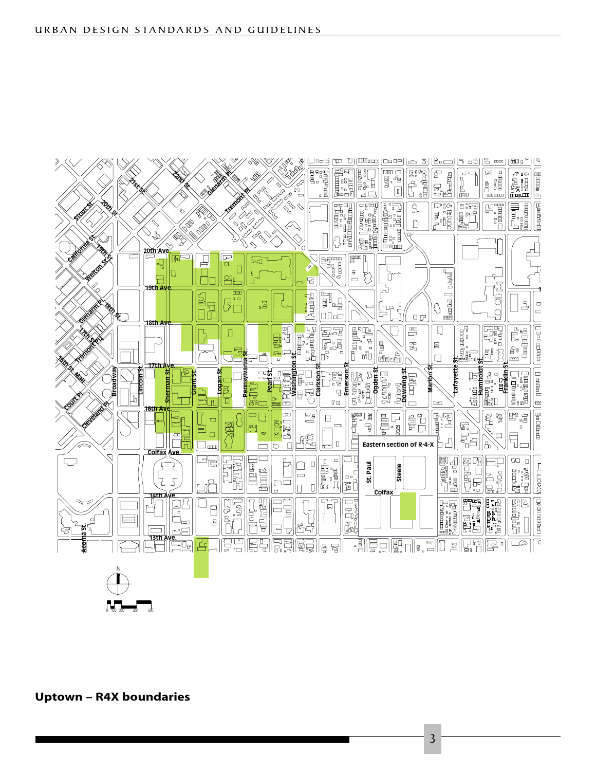## Uptown – R4X boundaries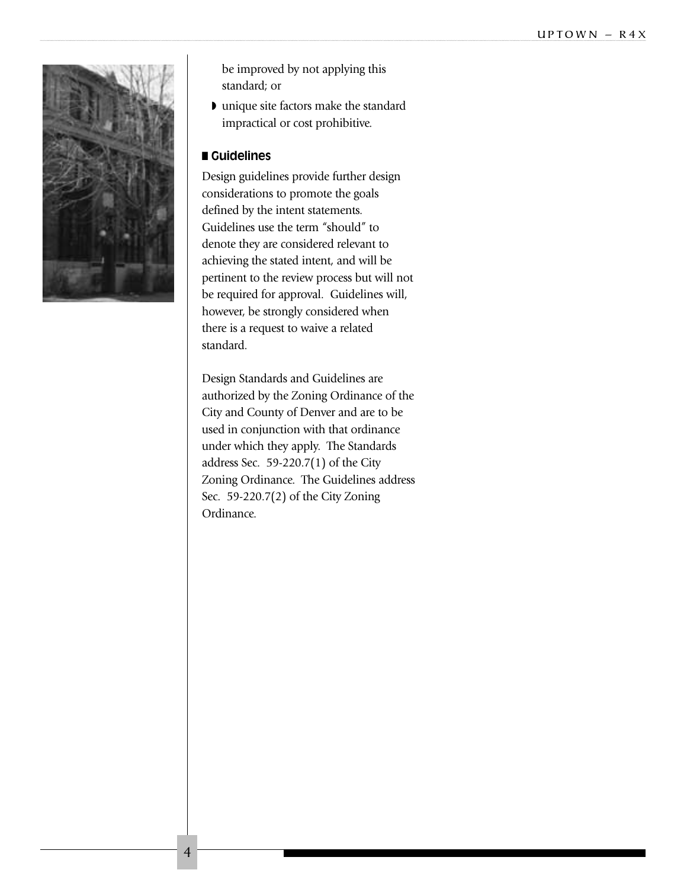be improved by not applying this standard; or

- unique site factors make the standard impractical or cost prohibitive.

### Guidelines

Design guidelines provide further design considerations to promote the goals defined by the intent statements. Guidelines use the term "should" to denote they are considered relevant to achieving the stated intent, and will be pertinent to the review process but will not be required for approval. Guidelines will, however, be strongly considered when there is a request to waive a related standard.

Design Standards and Guidelines are authorized by the Zoning Ordinance of the City and County of Denver and are to be used in conjunction with that ordinance under which they apply. The Standards address Sec. 59-220.7(1) of the City Zoning Ordinance. The Guidelines address Sec. 59-220.7(2) of the City Zoning Ordinance.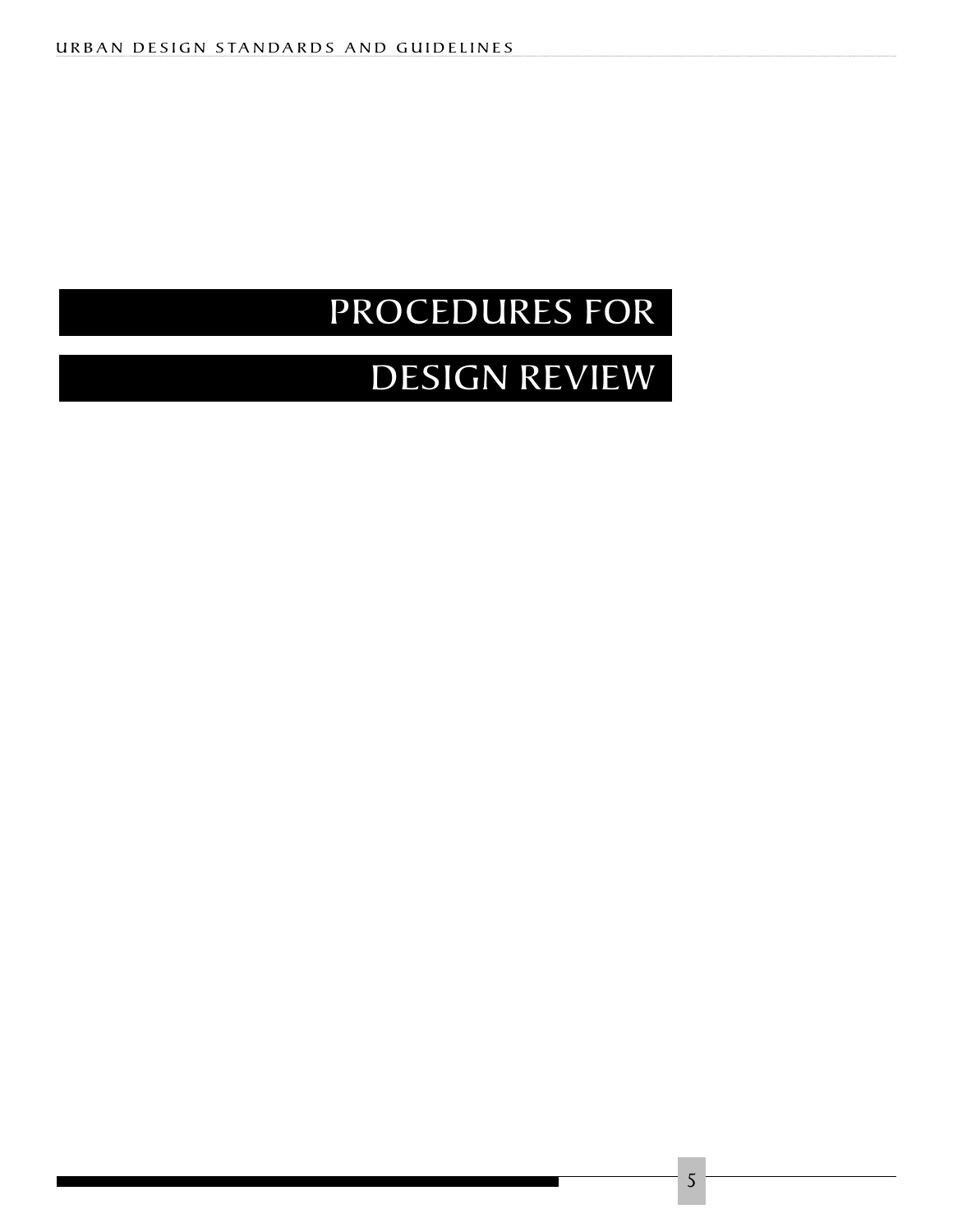# PROCEDURES FOR DESIGN REVIEW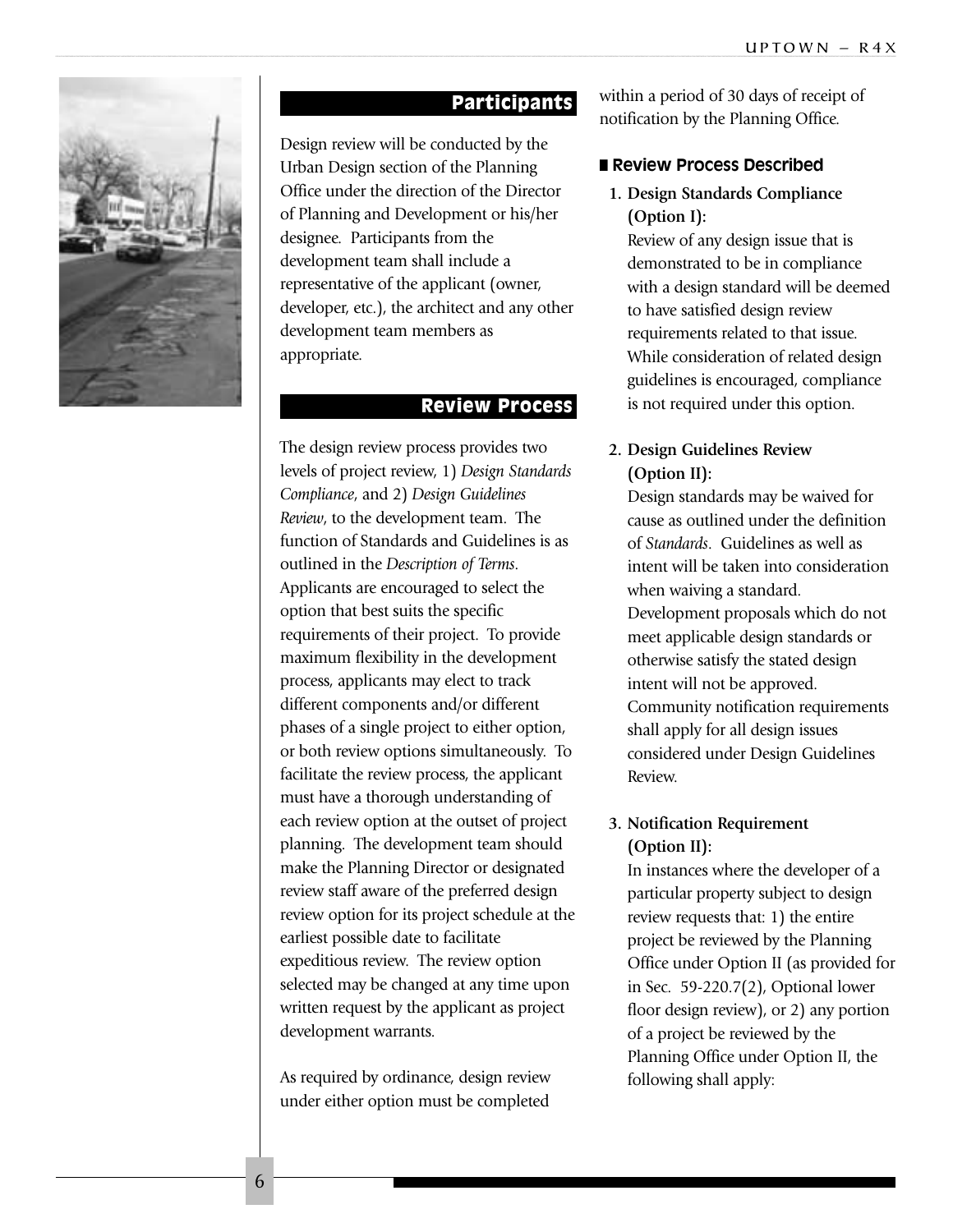## Participants

Design review will be conducted by the Urban Design section of the Planning Office under the direction of the Director of Planning and Development or his/her designee. Participants from the development team shall include a representative of the applicant (owner, developer, etc.), the architect and any other development team members as appropriate.

## Review Process

The design review process provides two levels of project review, 1) *Design Standards Compliance*, and 2) *Design Guidelines Review*, to the development team. The function of Standards and Guidelines is as outlined in the *Description of Terms*. Applicants are encouraged to select the option that best suits the specific requirements of their project. To provide maximum flexibility in the development process, applicants may elect to track different components and/or different phases of a single project to either option, or both review options simultaneously. To facilitate the review process, the applicant must have a thorough understanding of each review option at the outset of project planning. The development team should make the Planning Director or designated review staff aware of the preferred design review option for its project schedule at the earliest possible date to facilitate expeditious review. The review option selected may be changed at any time upon written request by the applicant as project development warrants.

As required by ordinance, design review under either option must be completed within a period of 30 days of receipt of notification by the Planning Office.

### Review Process Described

1. **Design Standards Compliance (Option I):**
   Review of any design issue that is demonstrated to be in compliance with a design standard will be deemed to have satisfied design review requirements related to that issue. While consideration of related design guidelines is encouraged, compliance is not required under this option.

2. **Design Guidelines Review (Option II):**
   Design standards may be waived for cause as outlined under the definition of *Standards*. Guidelines as well as intent will be taken into consideration when waiving a standard. Development proposals which do not meet applicable design standards or otherwise satisfy the stated design intent will not be approved. Community notification requirements shall apply for all design issues considered under Design Guidelines Review.

3. **Notification Requirement (Option II):**
   In instances where the developer of a particular property subject to design review requests that: 1) the entire project be reviewed by the Planning Office under Option II (as provided for in Sec. 59-220.7(2), Optional lower floor design review), or 2) any portion of a project be reviewed by the Planning Office under Option II, the following shall apply: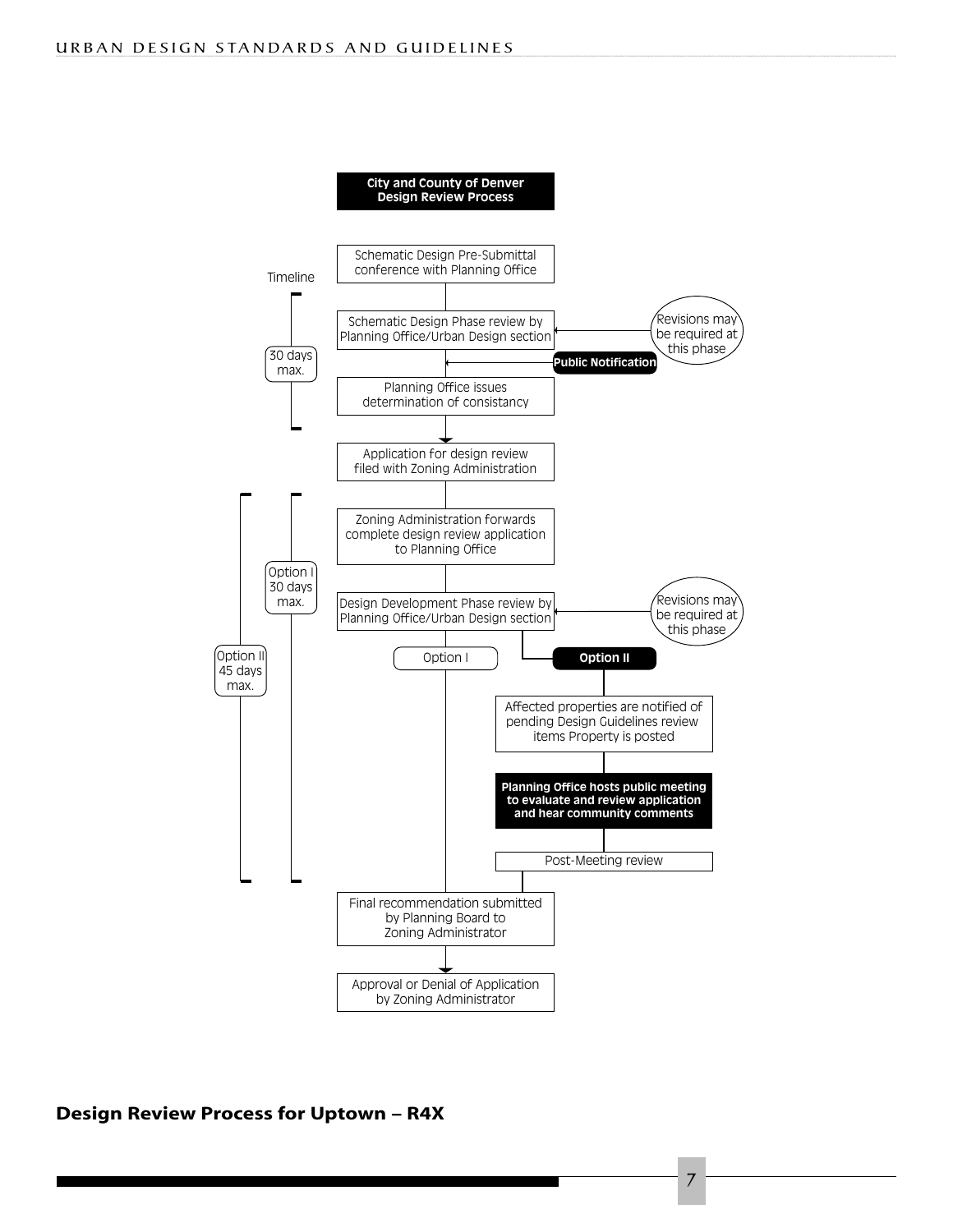**City and County of Denver Design Review Process**

Timeline

- Schematic Design Pre-Submittal conference with Planning Office
- Schematic Design Phase review by Planning Office/Urban Design section (Revisions may be required at this phase)
- Public Notification
- Planning Office issues determination of consistancy

*30 days max.*

- Application for design review filed with Zoning Administration
- Zoning Administration forwards complete design review application to Planning Office
- Design Development Phase review by Planning Office/Urban Design section (Revisions may be required at this phase)
  - **Option I**
  - **Option II**
    - Affected properties are notified of pending Design Guidelines review items Property is posted
    - **Planning Office hosts public meeting to evaluate and review application and hear community comments**
    - Post-Meeting review
- Final recommendation submitted by Planning Board to Zoning Administrator
- Approval or Denial of Application by Zoning Administrator

*Option I 30 days max.*

*Option II 45 days max.*

## Design Review Process for Uptown – R4X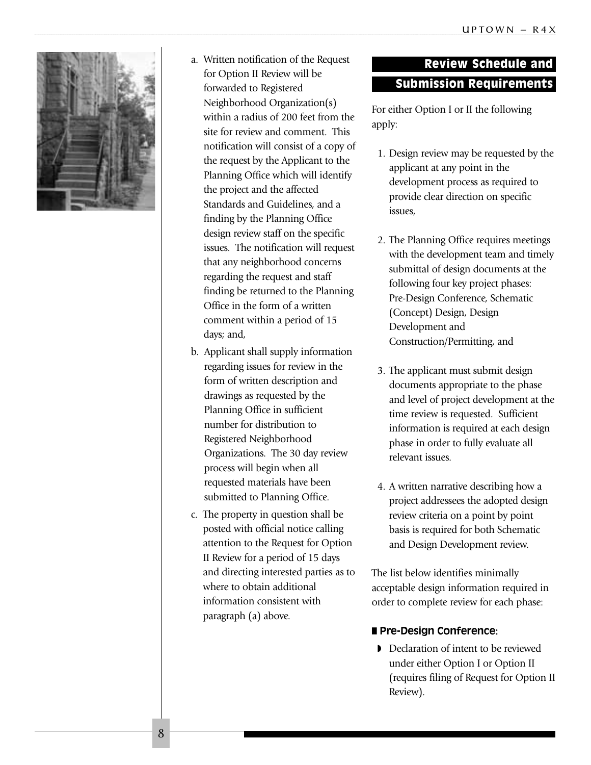a. Written notification of the Request for Option II Review will be forwarded to Registered Neighborhood Organization(s) within a radius of 200 feet from the site for review and comment. This notification will consist of a copy of the request by the Applicant to the Planning Office which will identify the project and the affected Standards and Guidelines, and a finding by the Planning Office design review staff on the specific issues. The notification will request that any neighborhood concerns regarding the request and staff finding be returned to the Planning Office in the form of a written comment within a period of 15 days; and,

b. Applicant shall supply information regarding issues for review in the form of written description and drawings as requested by the Planning Office in sufficient number for distribution to Registered Neighborhood Organizations. The 30 day review process will begin when all requested materials have been submitted to Planning Office.

c. The property in question shall be posted with official notice calling attention to the Request for Option II Review for a period of 15 days and directing interested parties as to where to obtain additional information consistent with paragraph (a) above.

## Review Schedule and Submission Requirements

For either Option I or II the following apply:

1. Design review may be requested by the applicant at any point in the development process as required to provide clear direction on specific issues,

2. The Planning Office requires meetings with the development team and timely submittal of design documents at the following four key project phases: Pre-Design Conference, Schematic (Concept) Design, Design Development and Construction/Permitting, and

3. The applicant must submit design documents appropriate to the phase and level of project development at the time review is requested. Sufficient information is required at each design phase in order to fully evaluate all relevant issues.

4. A written narrative describing how a project addressees the adopted design review criteria on a point by point basis is required for both Schematic and Design Development review.

The list below identifies minimally acceptable design information required in order to complete review for each phase:

### Pre-Design Conference:

- Declaration of intent to be reviewed under either Option I or Option II (requires filing of Request for Option II Review).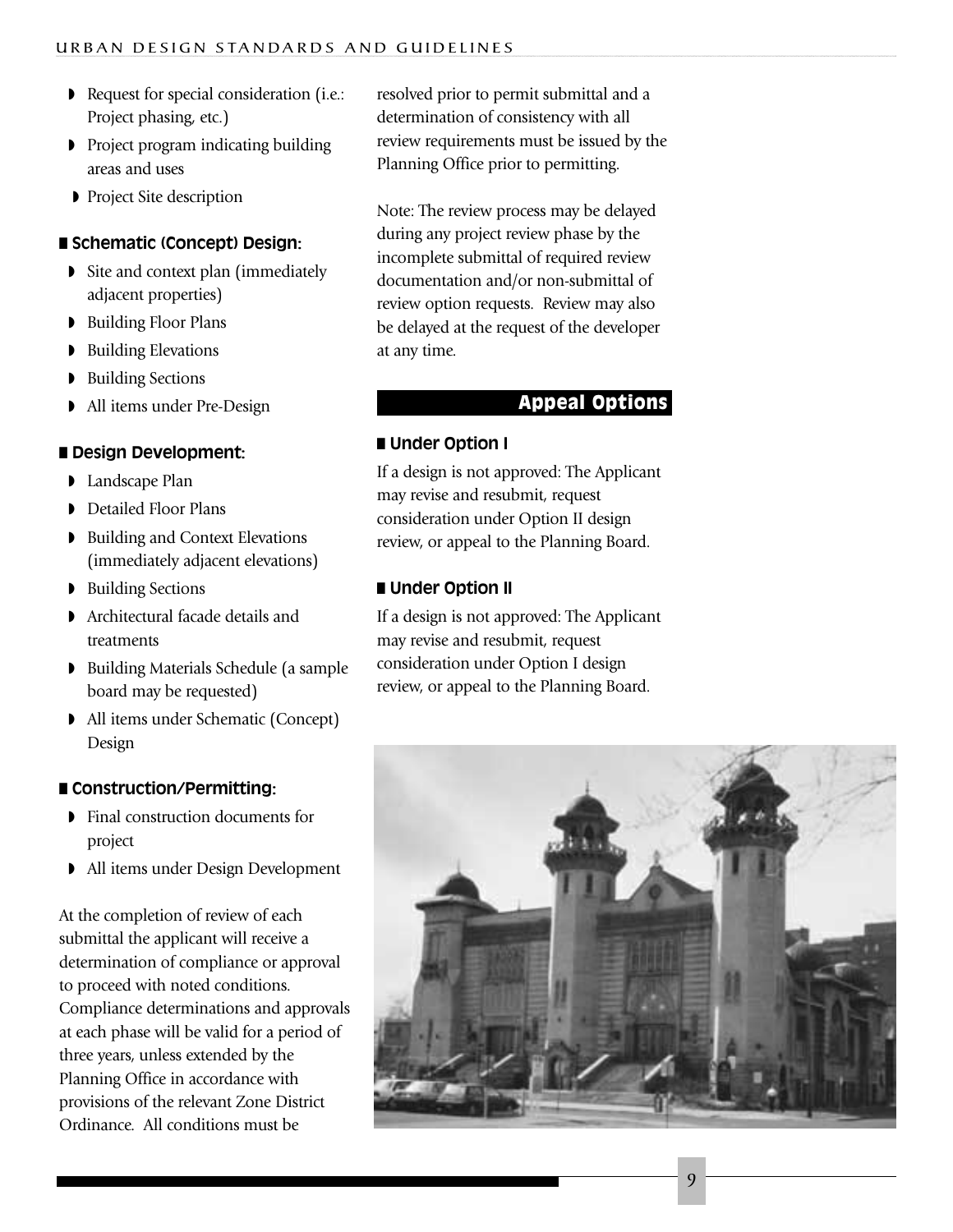- Request for special consideration (i.e.: Project phasing, etc.)
- Project program indicating building areas and uses
- Project Site description

### Schematic (Concept) Design:

- Site and context plan (immediately adjacent properties)
- Building Floor Plans
- Building Elevations
- Building Sections
- All items under Pre-Design

### Design Development:

- Landscape Plan
- Detailed Floor Plans
- Building and Context Elevations (immediately adjacent elevations)
- Building Sections
- Architectural facade details and treatments
- Building Materials Schedule (a sample board may be requested)
- All items under Schematic (Concept) Design

### Construction/Permitting:

- Final construction documents for project
- All items under Design Development

At the completion of review of each submittal the applicant will receive a determination of compliance or approval to proceed with noted conditions. Compliance determinations and approvals at each phase will be valid for a period of three years, unless extended by the Planning Office in accordance with provisions of the relevant Zone District Ordinance. All conditions must be resolved prior to permit submittal and a determination of consistency with all review requirements must be issued by the Planning Office prior to permitting.

Note: The review process may be delayed during any project review phase by the incomplete submittal of required review documentation and/or non-submittal of review option requests. Review may also be delayed at the request of the developer at any time.

## Appeal Options

### Under Option I

If a design is not approved: The Applicant may revise and resubmit, request consideration under Option II design review, or appeal to the Planning Board.

### Under Option II

If a design is not approved: The Applicant may revise and resubmit, request consideration under Option I design review, or appeal to the Planning Board.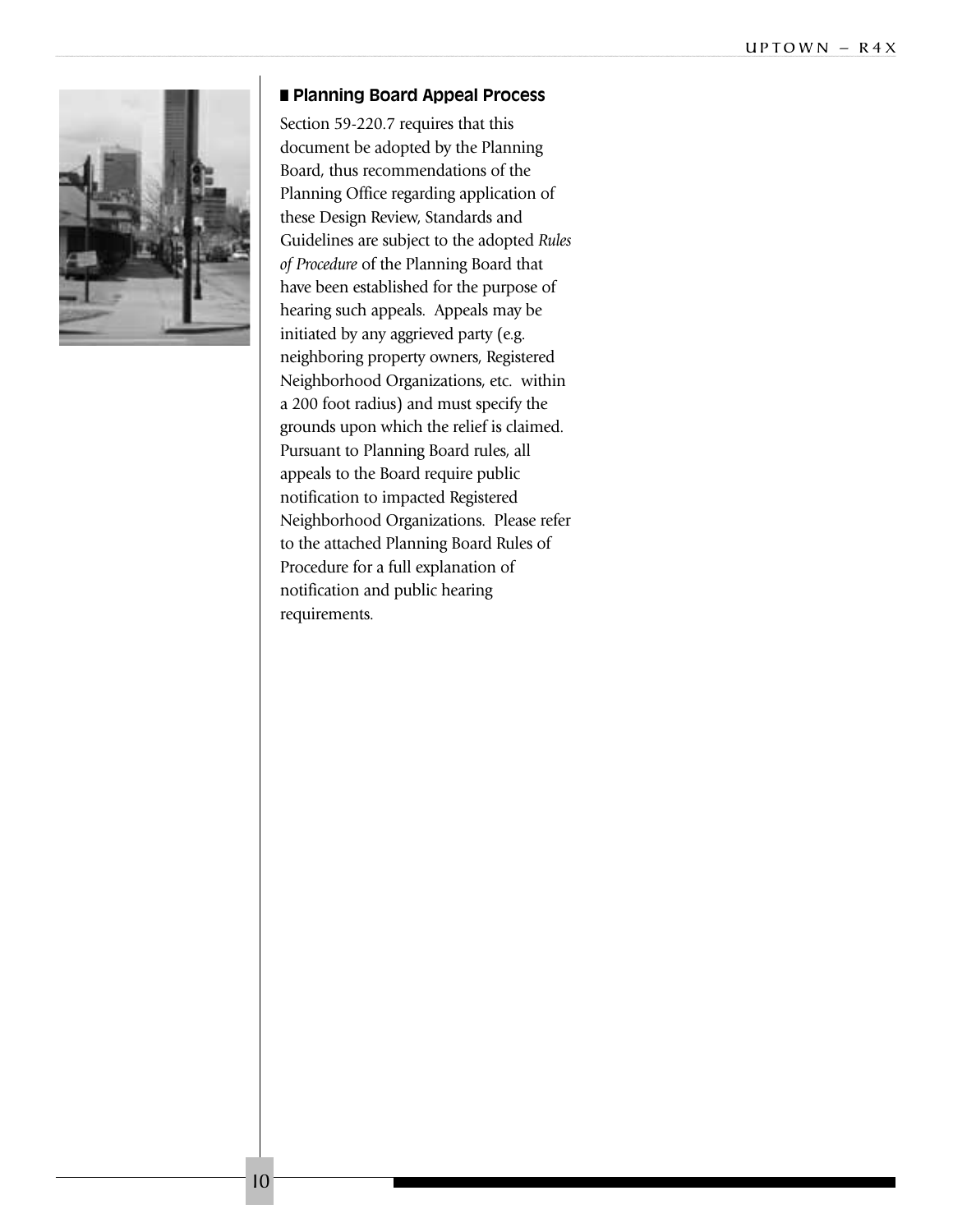## Planning Board Appeal Process

Section 59-220.7 requires that this document be adopted by the Planning Board, thus recommendations of the Planning Office regarding application of these Design Review, Standards and Guidelines are subject to the adopted *Rules of Procedure* of the Planning Board that have been established for the purpose of hearing such appeals. Appeals may be initiated by any aggrieved party (e.g. neighboring property owners, Registered Neighborhood Organizations, etc. within a 200 foot radius) and must specify the grounds upon which the relief is claimed. Pursuant to Planning Board rules, all appeals to the Board require public notification to impacted Registered Neighborhood Organizations. Please refer to the attached Planning Board Rules of Procedure for a full explanation of notification and public hearing requirements.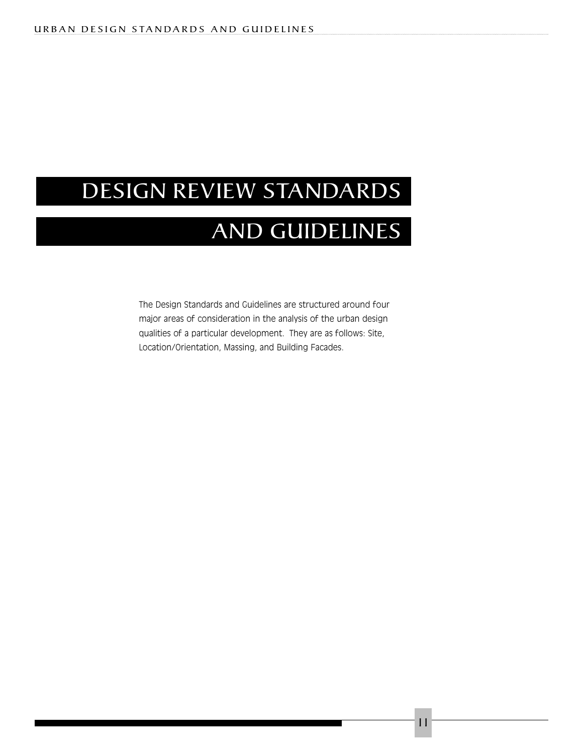# DESIGN REVIEW STANDARDS AND GUIDELINES

The Design Standards and Guidelines are structured around four major areas of consideration in the analysis of the urban design qualities of a particular development. They are as follows: Site, Location/Orientation, Massing, and Building Facades.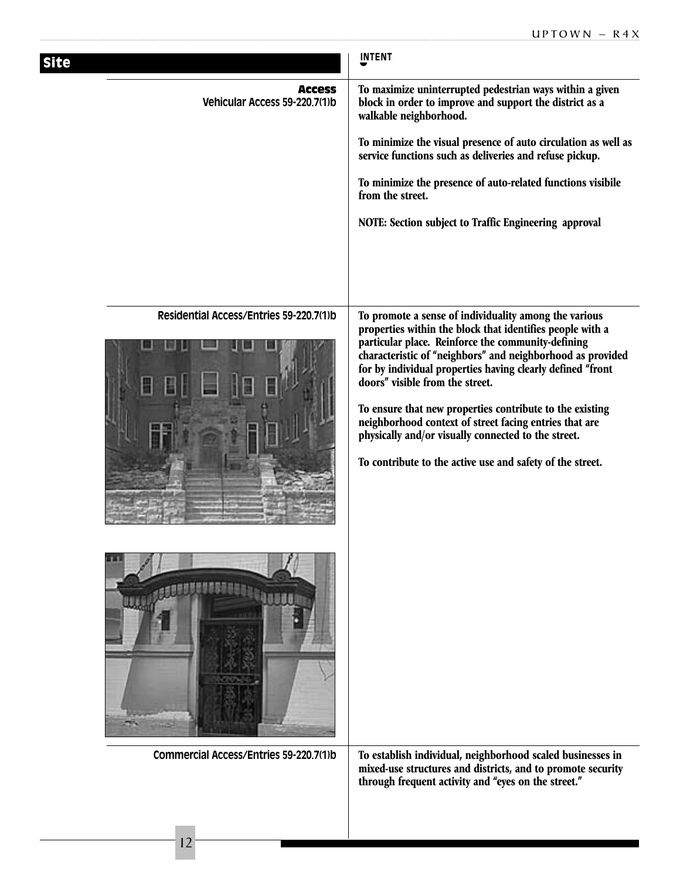## Site

**INTENT**

### Access

**Vehicular Access 59-220.7(1)b**

**To maximize uninterrupted pedestrian ways within a given block in order to improve and support the district as a walkable neighborhood.**

**To minimize the visual presence of auto circulation as well as service functions such as deliveries and refuse pickup.**

**To minimize the presence of auto-related functions visibile from the street.**

**NOTE: Section subject to Traffic Engineering approval**

**Residential Access/Entries 59-220.7(1)b**

**To promote a sense of individuality among the various properties within the block that identifies people with a particular place. Reinforce the community-defining characteristic of "neighbors" and neighborhood as provided for by individual properties having clearly defined "front doors" visible from the street.**

**To ensure that new properties contribute to the existing neighborhood context of street facing entries that are physically and/or visually connected to the street.**

**To contribute to the active use and safety of the street.**

**Commercial Access/Entries 59-220.7(1)b**

**To establish individual, neighborhood scaled businesses in mixed-use structures and districts, and to promote security through frequent activity and "eyes on the street."**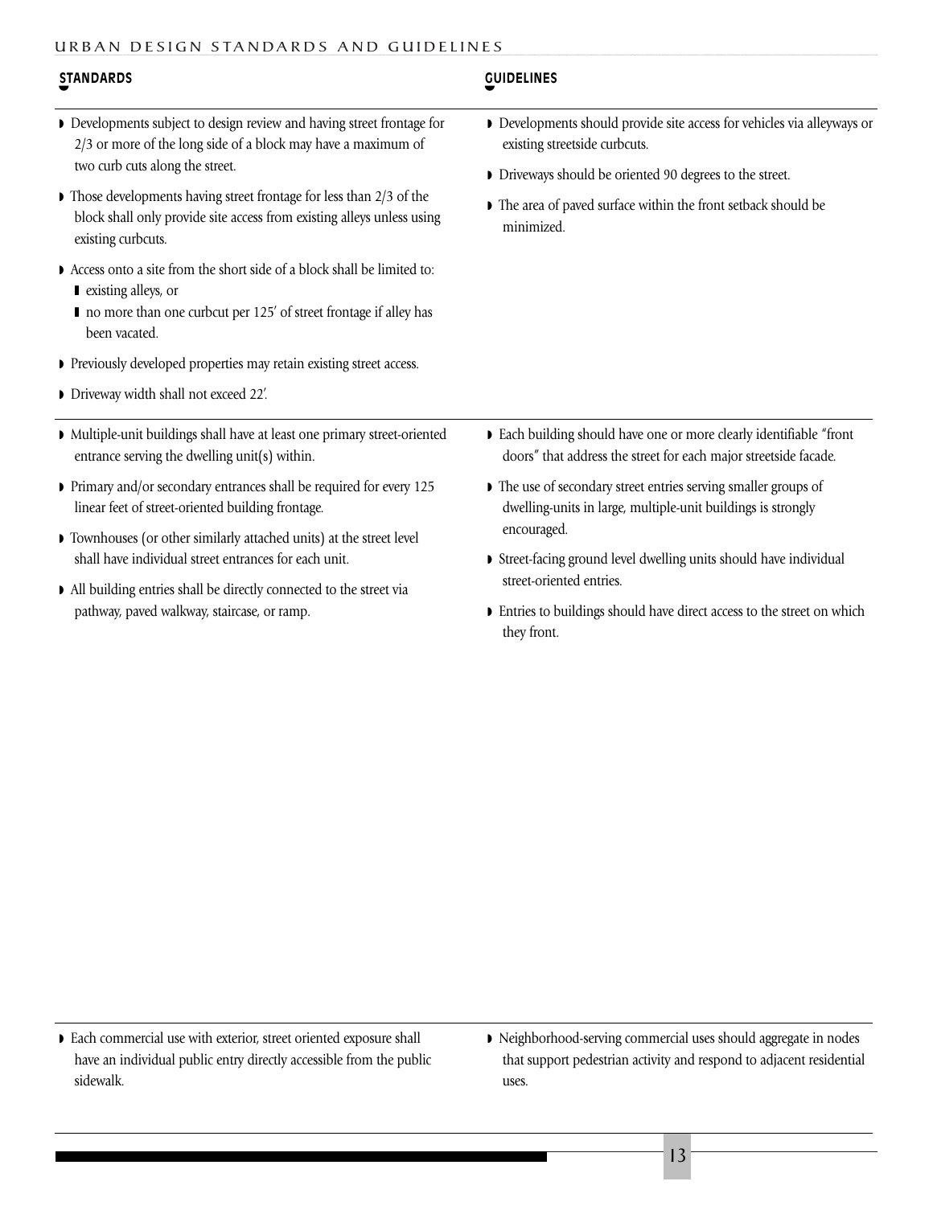## STANDARDS

- Developments subject to design review and having street frontage for 2/3 or more of the long side of a block may have a maximum of two curb cuts along the street.
- Those developments having street frontage for less than 2/3 of the block shall only provide site access from existing alleys unless using existing curbcuts.
- Access onto a site from the short side of a block shall be limited to:
  - existing alleys, or
  - no more than one curbcut per 125′ of street frontage if alley has been vacated.
- Previously developed properties may retain existing street access.
- Driveway width shall not exceed 22′.

## GUIDELINES

- Developments should provide site access for vehicles via alleyways or existing streetside curbcuts.
- Driveways should be oriented 90 degrees to the street.
- The area of paved surface within the front setback should be minimized.

---

## STANDARDS

- Multiple-unit buildings shall have at least one primary street-oriented entrance serving the dwelling unit(s) within.
- Primary and/or secondary entrances shall be required for every 125 linear feet of street-oriented building frontage.
- Townhouses (or other similarly attached units) at the street level shall have individual street entrances for each unit.
- All building entries shall be directly connected to the street via pathway, paved walkway, staircase, or ramp.

## GUIDELINES

- Each building should have one or more clearly identifiable "front doors" that address the street for each major streetside facade.
- The use of secondary street entries serving smaller groups of dwelling-units in large, multiple-unit buildings is strongly encouraged.
- Street-facing ground level dwelling units should have individual street-oriented entries.
- Entries to buildings should have direct access to the street on which they front.

---

## STANDARDS

- Each commercial use with exterior, street oriented exposure shall have an individual public entry directly accessible from the public sidewalk.

## GUIDELINES

- Neighborhood-serving commercial uses should aggregate in nodes that support pedestrian activity and respond to adjacent residential uses.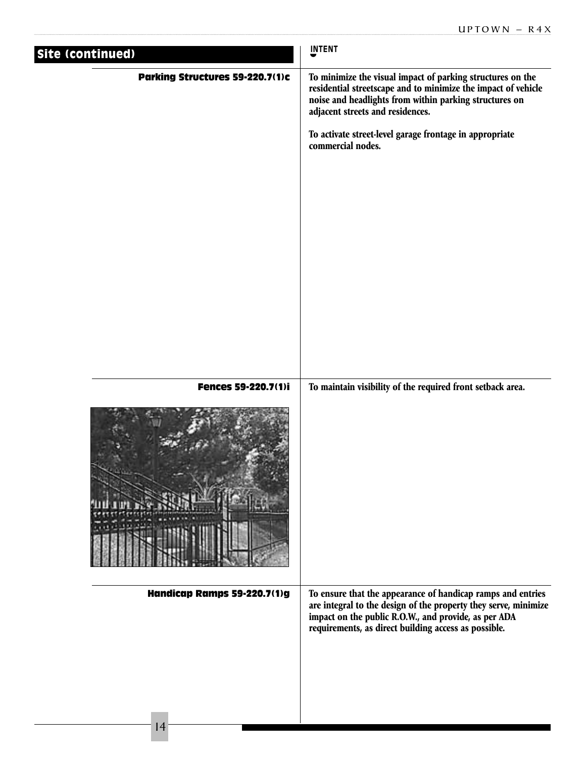## Site (continued)

**INTENT**

### Parking Structures 59-220.7(1)c

To minimize the visual impact of parking structures on the residential streetscape and to minimize the impact of vehicle noise and headlights from within parking structures on adjacent streets and residences.

To activate street-level garage frontage in appropriate commercial nodes.

### Fences 59-220.7(1)i

To maintain visibility of the required front setback area.

### Handicap Ramps 59-220.7(1)g

To ensure that the appearance of handicap ramps and entries are integral to the design of the property they serve, minimize impact on the public R.O.W., and provide, as per ADA requirements, as direct building access as possible.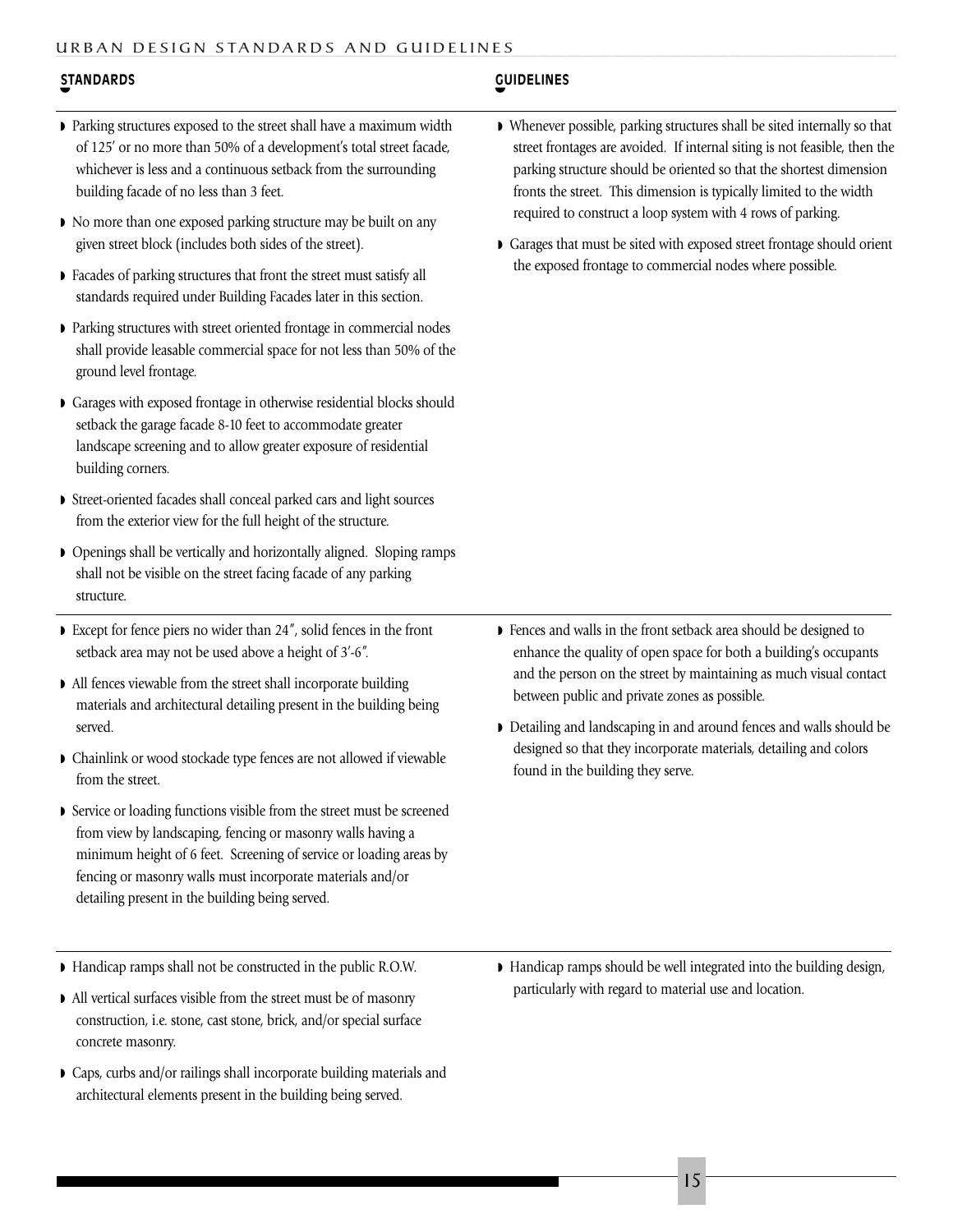### STANDARDS

- Parking structures exposed to the street shall have a maximum width of 125′ or no more than 50% of a development's total street facade, whichever is less and a continuous setback from the surrounding building facade of no less than 3 feet.
- No more than one exposed parking structure may be built on any given street block (includes both sides of the street).
- Facades of parking structures that front the street must satisfy all standards required under Building Facades later in this section.
- Parking structures with street oriented frontage in commercial nodes shall provide leasable commercial space for not less than 50% of the ground level frontage.
- Garages with exposed frontage in otherwise residential blocks should setback the garage facade 8-10 feet to accommodate greater landscape screening and to allow greater exposure of residential building corners.
- Street-oriented facades shall conceal parked cars and light sources from the exterior view for the full height of the structure.
- Openings shall be vertically and horizontally aligned. Sloping ramps shall not be visible on the street facing facade of any parking structure.

### GUIDELINES

- Whenever possible, parking structures shall be sited internally so that street frontages are avoided. If internal siting is not feasible, then the parking structure should be oriented so that the shortest dimension fronts the street. This dimension is typically limited to the width required to construct a loop system with 4 rows of parking.
- Garages that must be sited with exposed street frontage should orient the exposed frontage to commercial nodes where possible.

---

### STANDARDS

- Except for fence piers no wider than 24″, solid fences in the front setback area may not be used above a height of 3′-6″.
- All fences viewable from the street shall incorporate building materials and architectural detailing present in the building being served.
- Chainlink or wood stockade type fences are not allowed if viewable from the street.
- Service or loading functions visible from the street must be screened from view by landscaping, fencing or masonry walls having a minimum height of 6 feet. Screening of service or loading areas by fencing or masonry walls must incorporate materials and/or detailing present in the building being served.

### GUIDELINES

- Fences and walls in the front setback area should be designed to enhance the quality of open space for both a building's occupants and the person on the street by maintaining as much visual contact between public and private zones as possible.
- Detailing and landscaping in and around fences and walls should be designed so that they incorporate materials, detailing and colors found in the building they serve.

---

### STANDARDS

- Handicap ramps shall not be constructed in the public R.O.W.
- All vertical surfaces visible from the street must be of masonry construction, i.e. stone, cast stone, brick, and/or special surface concrete masonry.
- Caps, curbs and/or railings shall incorporate building materials and architectural elements present in the building being served.

### GUIDELINES

- Handicap ramps should be well integrated into the building design, particularly with regard to material use and location.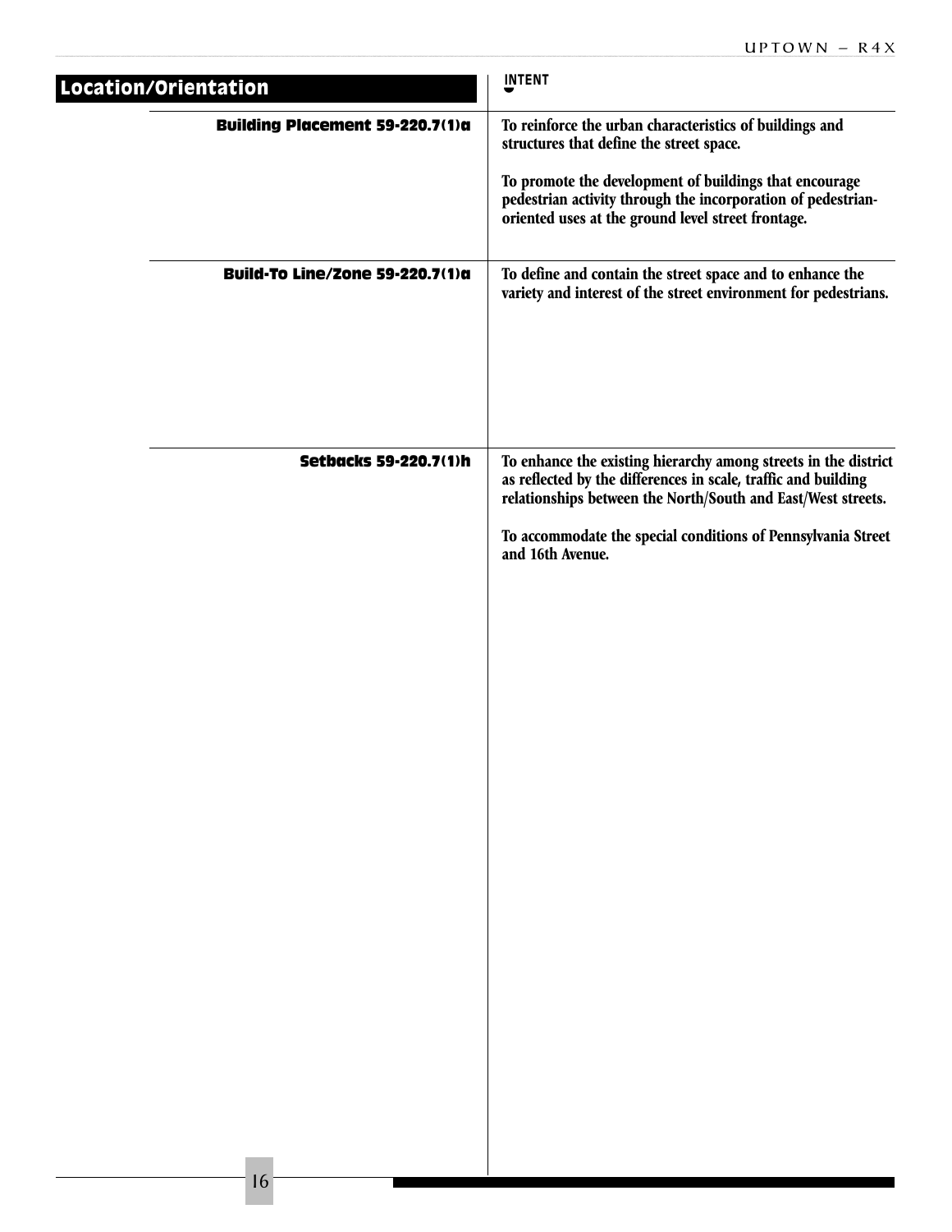## Location/Orientation

**INTENT**

### Building Placement 59-220.7(1)a

**To reinforce the urban characteristics of buildings and structures that define the street space.**

**To promote the development of buildings that encourage pedestrian activity through the incorporation of pedestrian-oriented uses at the ground level street frontage.**

### Build-To Line/Zone 59-220.7(1)a

**To define and contain the street space and to enhance the variety and interest of the street environment for pedestrians.**

### Setbacks 59-220.7(1)h

**To enhance the existing hierarchy among streets in the district as reflected by the differences in scale, traffic and building relationships between the North/South and East/West streets.**

**To accommodate the special conditions of Pennsylvania Street and 16th Avenue.**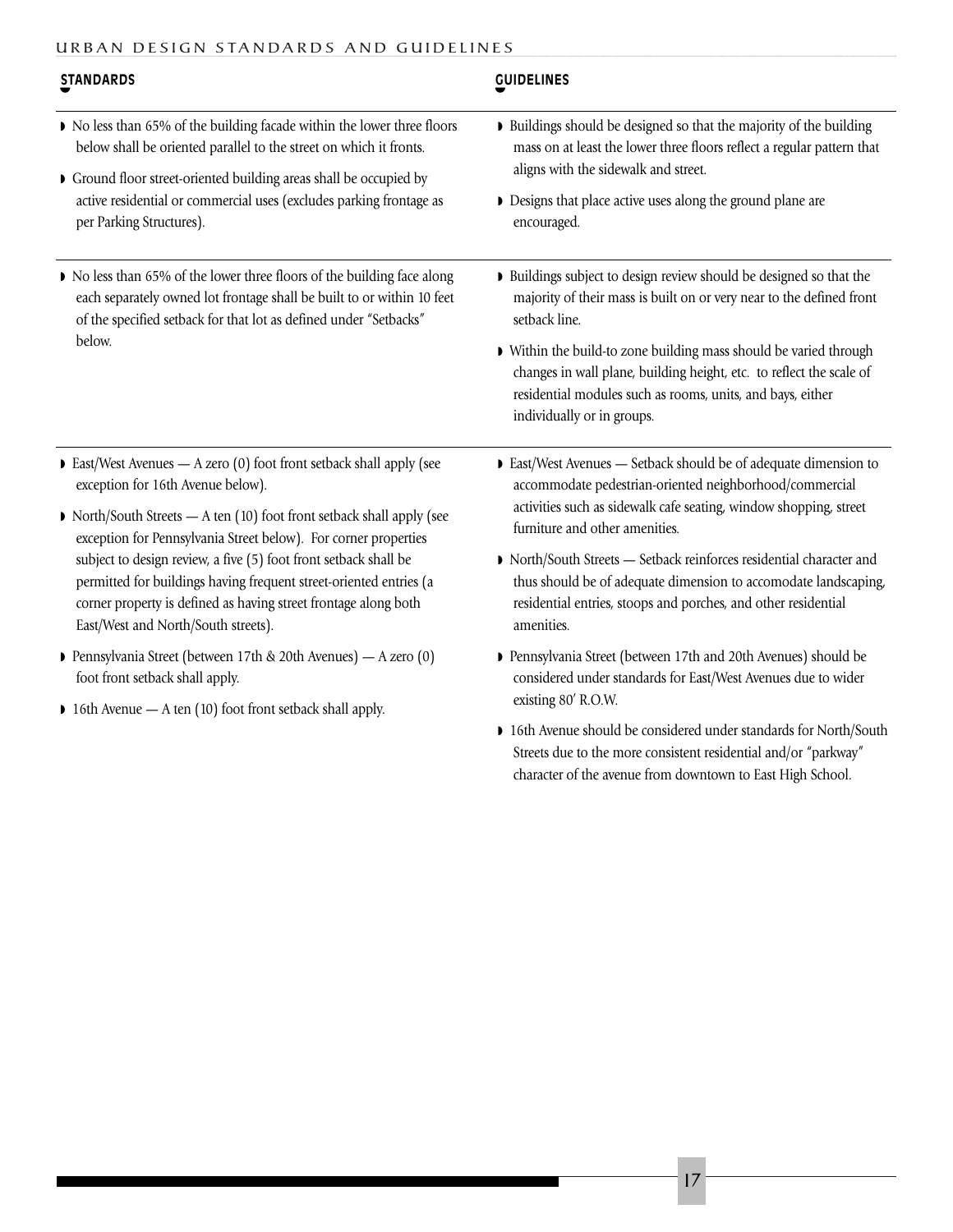| STANDARDS | GUIDELINES |
| --- | --- |
| ◗ No less than 65% of the building facade within the lower three floors below shall be oriented parallel to the street on which it fronts.<br><br>◗ Ground floor street-oriented building areas shall be occupied by active residential or commercial uses (excludes parking frontage as per Parking Structures). | ◗ Buildings should be designed so that the majority of the building mass on at least the lower three floors reflect a regular pattern that aligns with the sidewalk and street.<br><br>◗ Designs that place active uses along the ground plane are encouraged. |
| ◗ No less than 65% of the lower three floors of the building face along each separately owned lot frontage shall be built to or within 10 feet of the specified setback for that lot as defined under "Setbacks" below. | ◗ Buildings subject to design review should be designed so that the majority of their mass is built on or very near to the defined front setback line.<br><br>◗ Within the build-to zone building mass should be varied through changes in wall plane, building height, etc. to reflect the scale of residential modules such as rooms, units, and bays, either individually or in groups. |
| ◗ East/West Avenues — A zero (0) foot front setback shall apply (see exception for 16th Avenue below).<br><br>◗ North/South Streets — A ten (10) foot front setback shall apply (see exception for Pennsylvania Street below). For corner properties subject to design review, a five (5) foot front setback shall be permitted for buildings having frequent street-oriented entries (a corner property is defined as having street frontage along both East/West and North/South streets).<br><br>◗ Pennsylvania Street (between 17th & 20th Avenues) — A zero (0) foot front setback shall apply.<br><br>◗ 16th Avenue — A ten (10) foot front setback shall apply. | ◗ East/West Avenues — Setback should be of adequate dimension to accommodate pedestrian-oriented neighborhood/commercial activities such as sidewalk cafe seating, window shopping, street furniture and other amenities.<br><br>◗ North/South Streets — Setback reinforces residential character and thus should be of adequate dimension to accomodate landscaping, residential entries, stoops and porches, and other residential amenities.<br><br>◗ Pennsylvania Street (between 17th and 20th Avenues) should be considered under standards for East/West Avenues due to wider existing 80′ R.O.W.<br><br>◗ 16th Avenue should be considered under standards for North/South Streets due to the more consistent residential and/or "parkway" character of the avenue from downtown to East High School. |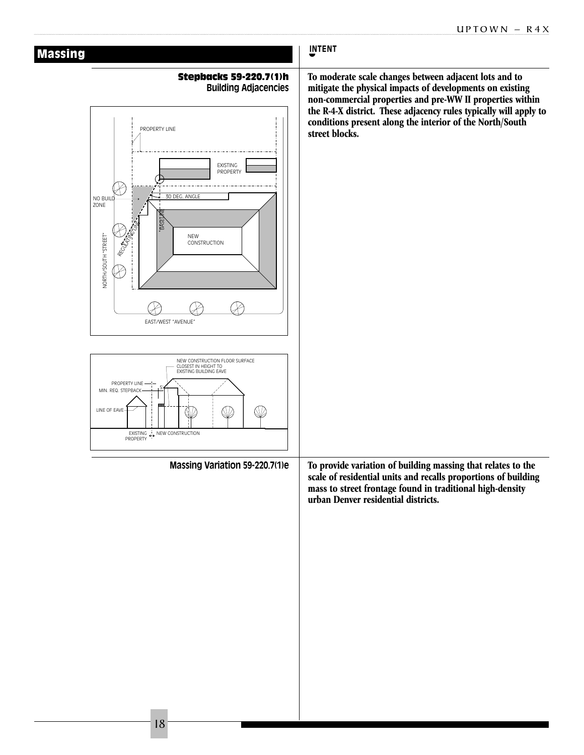# Massing

**INTENT**

### Stepbacks 59-220.7(1)h
Building Adjacencies

To moderate scale changes between adjacent lots and to mitigate the physical impacts of developments on existing non-commercial properties and pre-WW II properties within the R-4-X district. These adjacency rules typically will apply to conditions present along the interior of the North/South street blocks.

### Massing Variation 59-220.7(1)e

To provide variation of building massing that relates to the scale of residential units and recalls proportions of building mass to street frontage found in traditional high-density urban Denver residential districts.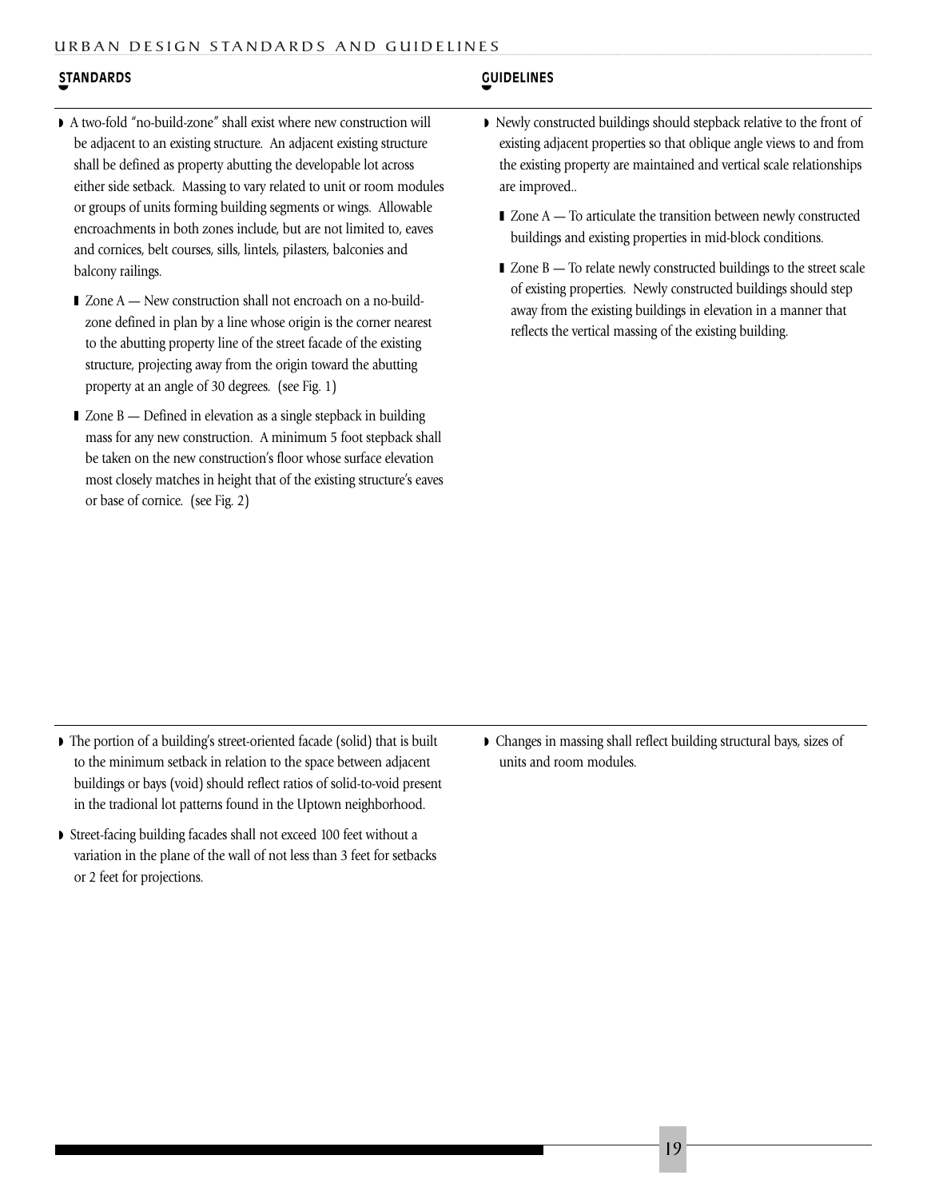## STANDARDS

- A two-fold "no-build-zone" shall exist where new construction will be adjacent to an existing structure. An adjacent existing structure shall be defined as property abutting the developable lot across either side setback. Massing to vary related to unit or room modules or groups of units forming building segments or wings. Allowable encroachments in both zones include, but are not limited to, eaves and cornices, belt courses, sills, lintels, pilasters, balconies and balcony railings.
  - Zone A — New construction shall not encroach on a no-build-zone defined in plan by a line whose origin is the corner nearest to the abutting property line of the street facade of the existing structure, projecting away from the origin toward the abutting property at an angle of 30 degrees. (see Fig. 1)
  - Zone B — Defined in elevation as a single stepback in building mass for any new construction. A minimum 5 foot stepback shall be taken on the new construction's floor whose surface elevation most closely matches in height that of the existing structure's eaves or base of cornice. (see Fig. 2)

## GUIDELINES

- Newly constructed buildings should stepback relative to the front of existing adjacent properties so that oblique angle views to and from the existing property are maintained and vertical scale relationships are improved..
  - Zone A — To articulate the transition between newly constructed buildings and existing properties in mid-block conditions.
  - Zone B — To relate newly constructed buildings to the street scale of existing properties. Newly constructed buildings should step away from the existing buildings in elevation in a manner that reflects the vertical massing of the existing building.

---

## STANDARDS

- The portion of a building's street-oriented facade (solid) that is built to the minimum setback in relation to the space between adjacent buildings or bays (void) should reflect ratios of solid-to-void present in the tradional lot patterns found in the Uptown neighborhood.
- Street-facing building facades shall not exceed 100 feet without a variation in the plane of the wall of not less than 3 feet for setbacks or 2 feet for projections.

## GUIDELINES

- Changes in massing shall reflect building structural bays, sizes of units and room modules.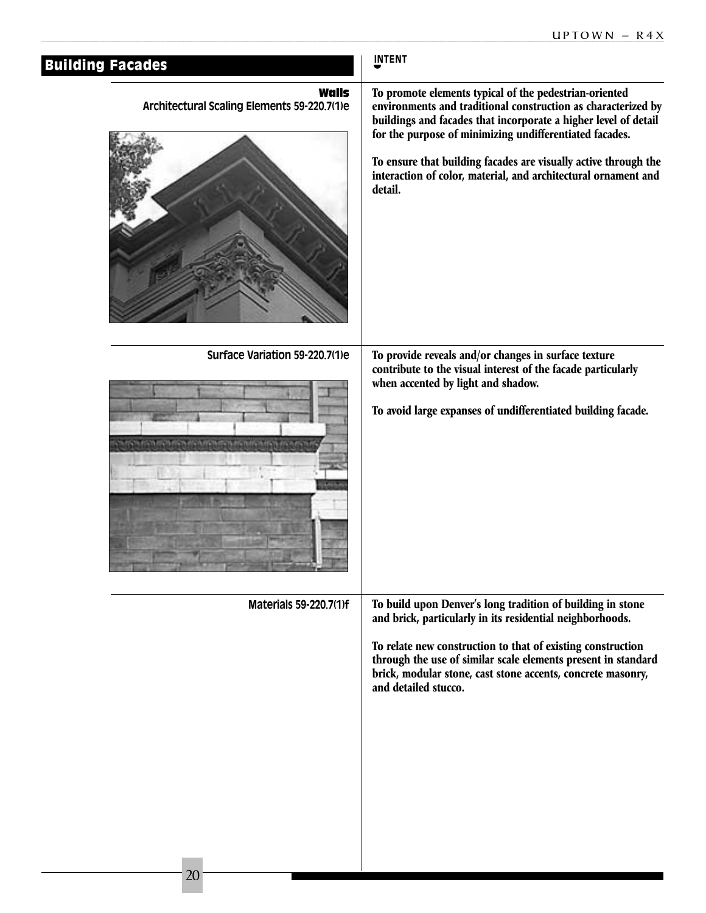## Building Facades

**INTENT**

### Walls

**Architectural Scaling Elements 59-220.7(1)e**

**To promote elements typical of the pedestrian-oriented environments and traditional construction as characterized by buildings and facades that incorporate a higher level of detail for the purpose of minimizing undifferentiated facades.**

**To ensure that building facades are visually active through the interaction of color, material, and architectural ornament and detail.**

**Surface Variation 59-220.7(1)e**

**To provide reveals and/or changes in surface texture contribute to the visual interest of the facade particularly when accented by light and shadow.**

**To avoid large expanses of undifferentiated building facade.**

**Materials 59-220.7(1)f**

**To build upon Denver's long tradition of building in stone and brick, particularly in its residential neighborhoods.**

**To relate new construction to that of existing construction through the use of similar scale elements present in standard brick, modular stone, cast stone accents, concrete masonry, and detailed stucco.**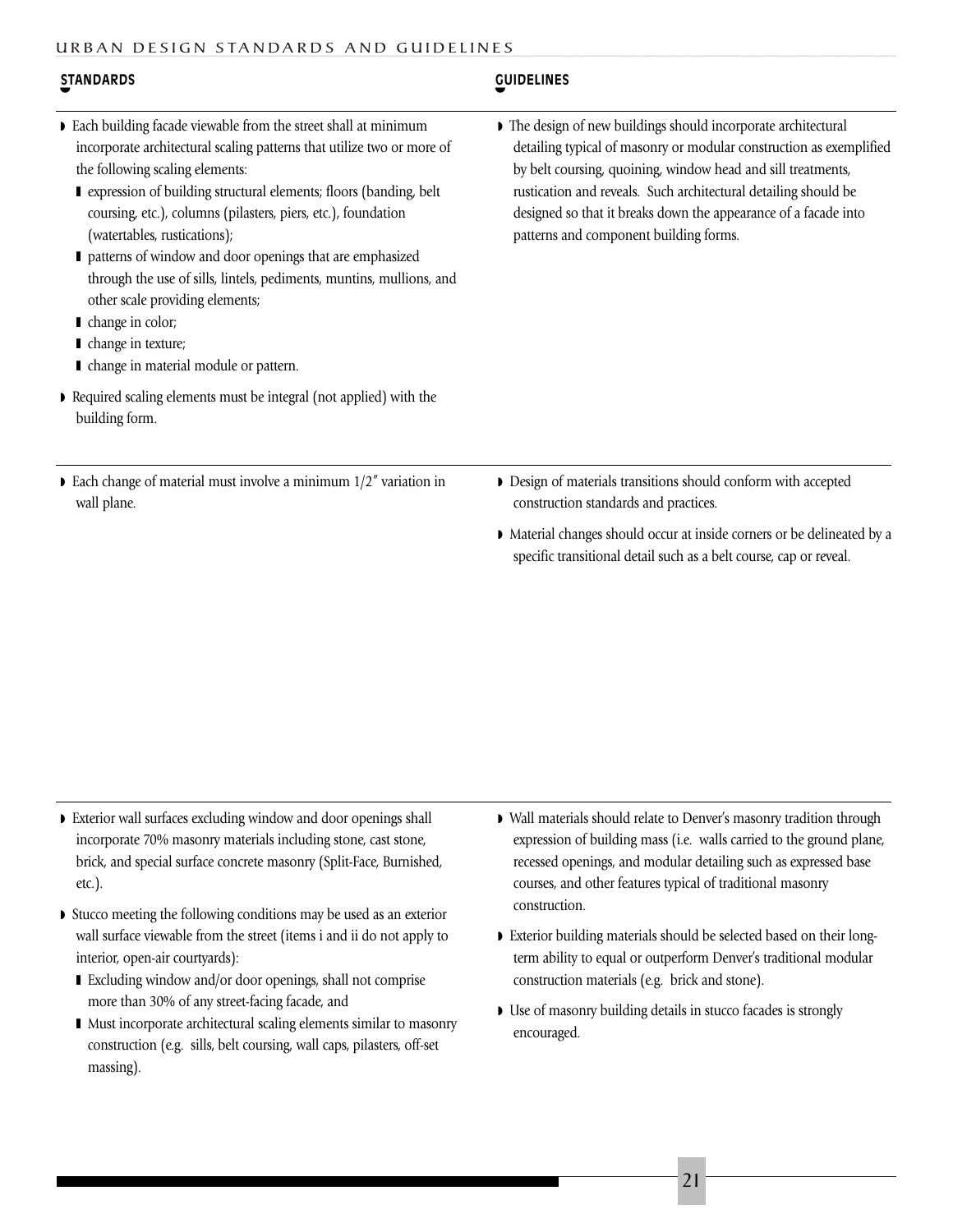| STANDARDS | GUIDELINES |
| --- | --- |
| ◗ Each building facade viewable from the street shall at minimum incorporate architectural scaling patterns that utilize two or more of the following scaling elements:<br>▮ expression of building structural elements; floors (banding, belt coursing, etc.), columns (pilasters, piers, etc.), foundation (watertables, rustications);<br>▮ patterns of window and door openings that are emphasized through the use of sills, lintels, pediments, muntins, mullions, and other scale providing elements;<br>▮ change in color;<br>▮ change in texture;<br>▮ change in material module or pattern.<br>◗ Required scaling elements must be integral (not applied) with the building form. | ◗ The design of new buildings should incorporate architectural detailing typical of masonry or modular construction as exemplified by belt coursing, quoining, window head and sill treatments, rustication and reveals. Such architectural detailing should be designed so that it breaks down the appearance of a facade into patterns and component building forms. |
| ◗ Each change of material must involve a minimum 1/2″ variation in wall plane. | ◗ Design of materials transitions should conform with accepted construction standards and practices.<br>◗ Material changes should occur at inside corners or be delineated by a specific transitional detail such as a belt course, cap or reveal. |
| ◗ Exterior wall surfaces excluding window and door openings shall incorporate 70% masonry materials including stone, cast stone, brick, and special surface concrete masonry (Split-Face, Burnished, etc.).<br>◗ Stucco meeting the following conditions may be used as an exterior wall surface viewable from the street (items i and ii do not apply to interior, open-air courtyards):<br>▮ Excluding window and/or door openings, shall not comprise more than 30% of any street-facing facade, and<br>▮ Must incorporate architectural scaling elements similar to masonry construction (e.g. sills, belt coursing, wall caps, pilasters, off-set massing). | ◗ Wall materials should relate to Denver's masonry tradition through expression of building mass (i.e. walls carried to the ground plane, recessed openings, and modular detailing such as expressed base courses, and other features typical of traditional masonry construction.<br>◗ Exterior building materials should be selected based on their long-term ability to equal or outperform Denver's traditional modular construction materials (e.g. brick and stone).<br>◗ Use of masonry building details in stucco facades is strongly encouraged. |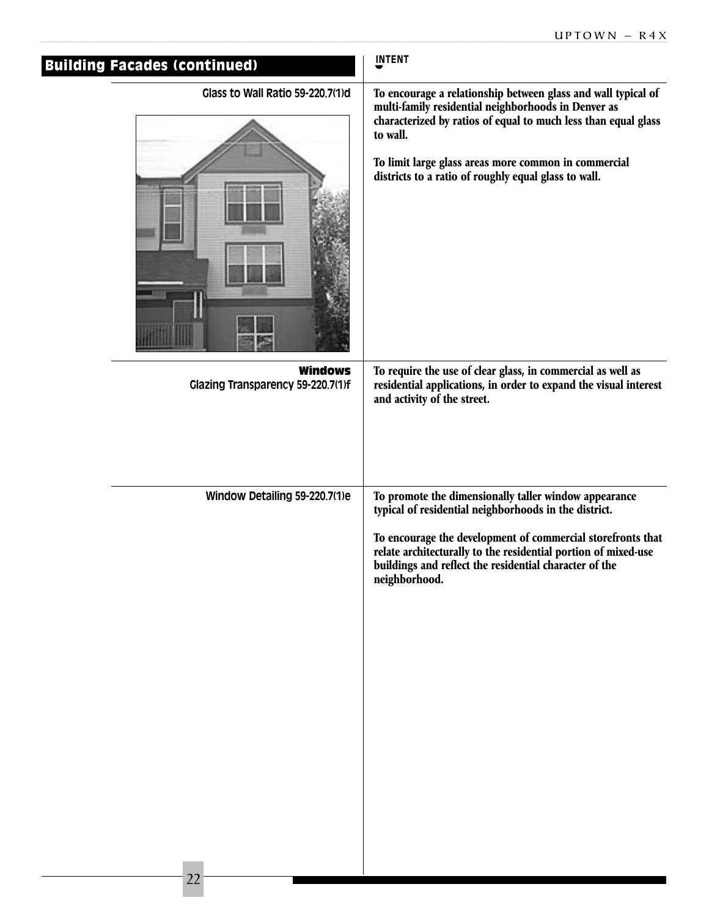## Building Facades (continued)

**INTENT**

### Glass to Wall Ratio 59-220.7(1)d

**To encourage a relationship between glass and wall typical of multi-family residential neighborhoods in Denver as characterized by ratios of equal to much less than equal glass to wall.**

**To limit large glass areas more common in commercial districts to a ratio of roughly equal glass to wall.**

### Windows
#### Glazing Transparency 59-220.7(1)f

**To require the use of clear glass, in commercial as well as residential applications, in order to expand the visual interest and activity of the street.**

#### Window Detailing 59-220.7(1)e

**To promote the dimensionally taller window appearance typical of residential neighborhoods in the district.**

**To encourage the development of commercial storefronts that relate architecturally to the residential portion of mixed-use buildings and reflect the residential character of the neighborhood.**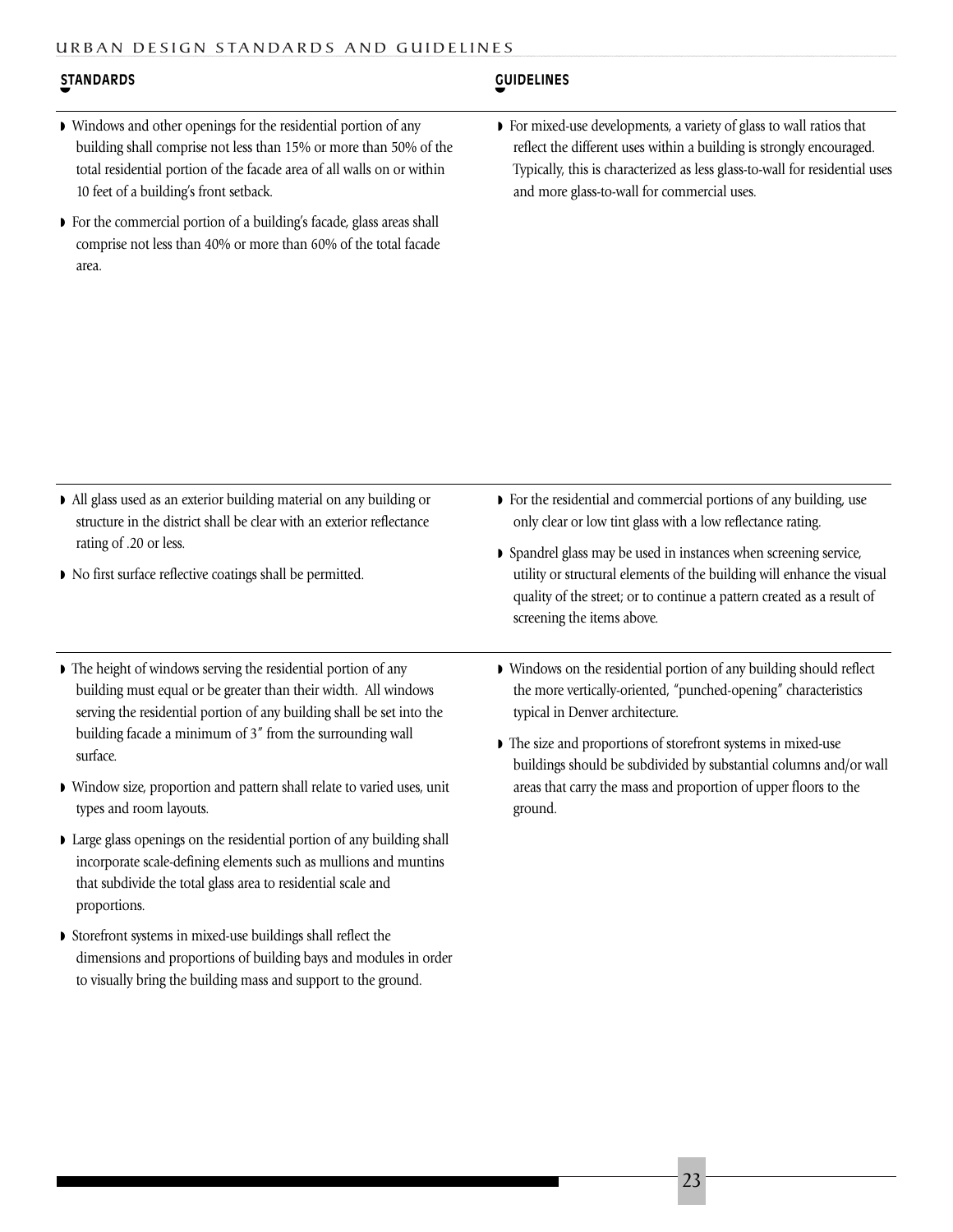**STANDARDS**

- Windows and other openings for the residential portion of any building shall comprise not less than 15% or more than 50% of the total residential portion of the facade area of all walls on or within 10 feet of a building's front setback.
- For the commercial portion of a building's facade, glass areas shall comprise not less than 40% or more than 60% of the total facade area.

**GUIDELINES**

- For mixed-use developments, a variety of glass to wall ratios that reflect the different uses within a building is strongly encouraged. Typically, this is characterized as less glass-to-wall for residential uses and more glass-to-wall for commercial uses.

---

**STANDARDS**

- All glass used as an exterior building material on any building or structure in the district shall be clear with an exterior reflectance rating of .20 or less.
- No first surface reflective coatings shall be permitted.

**GUIDELINES**

- For the residential and commercial portions of any building, use only clear or low tint glass with a low reflectance rating.
- Spandrel glass may be used in instances when screening service, utility or structural elements of the building will enhance the visual quality of the street; or to continue a pattern created as a result of screening the items above.

---

**STANDARDS**

- The height of windows serving the residential portion of any building must equal or be greater than their width. All windows serving the residential portion of any building shall be set into the building facade a minimum of 3″ from the surrounding wall surface.
- Window size, proportion and pattern shall relate to varied uses, unit types and room layouts.
- Large glass openings on the residential portion of any building shall incorporate scale-defining elements such as mullions and muntins that subdivide the total glass area to residential scale and proportions.
- Storefront systems in mixed-use buildings shall reflect the dimensions and proportions of building bays and modules in order to visually bring the building mass and support to the ground.

**GUIDELINES**

- Windows on the residential portion of any building should reflect the more vertically-oriented, "punched-opening" characteristics typical in Denver architecture.
- The size and proportions of storefront systems in mixed-use buildings should be subdivided by substantial columns and/or wall areas that carry the mass and proportion of upper floors to the ground.